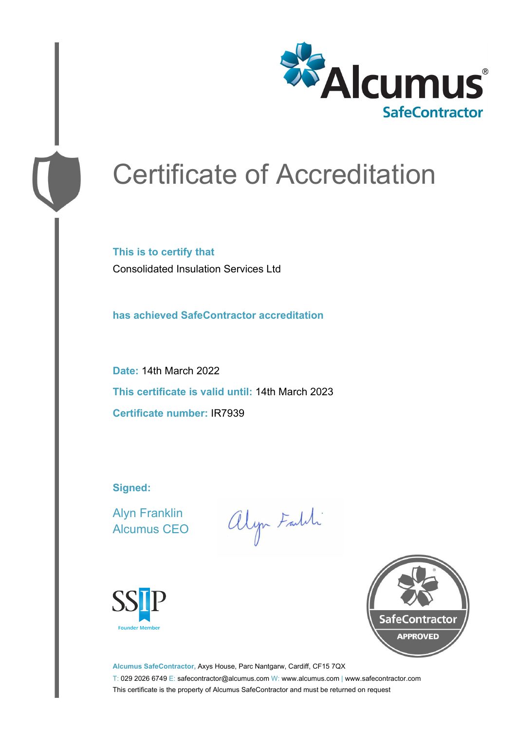Alcumus® SafeContractor

# Certificate of Accreditation

**This is to certify that**

Consolidated Insulation Services Ltd

**has achieved SafeContractor accreditation**

**Date:** 14th March 2022

**This certificate is valid until:** 14th March 2023

**Certificate number:** IR7939

**Signed:**

Alyn Franklin
Alcumus CEO

SSIP Founder Member

SafeContractor APPROVED

**Alcumus SafeContractor,** Axys House, Parc Nantgarw, Cardiff, CF15 7QX

T: 029 2026 6749 E: safecontractor@alcumus.com W: www.alcumus.com | www.safecontractor.com

This certificate is the property of Alcumus SafeContractor and must be returned on request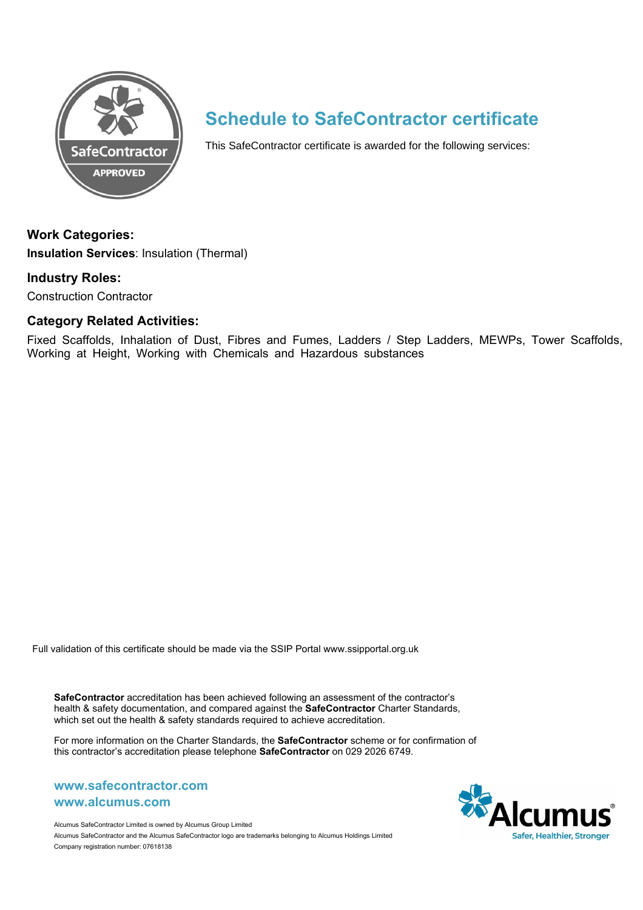SafeContractor
APPROVED

# Schedule to SafeContractor certificate

This SafeContractor certificate is awarded for the following services:

### Work Categories:

**Insulation Services**: Insulation (Thermal)

### Industry Roles:

Construction Contractor

### Category Related Activities:

Fixed Scaffolds, Inhalation of Dust, Fibres and Fumes, Ladders / Step Ladders, MEWPs, Tower Scaffolds, Working at Height, Working with Chemicals and Hazardous substances

Full validation of this certificate should be made via the SSIP Portal www.ssipportal.org.uk

**SafeContractor** accreditation has been achieved following an assessment of the contractor's health & safety documentation, and compared against the **SafeContractor** Charter Standards, which set out the health & safety standards required to achieve accreditation.

For more information on the Charter Standards, the **SafeContractor** scheme or for confirmation of this contractor's accreditation please telephone **SafeContractor** on 029 2026 6749.

**www.safecontractor.com**
**www.alcumus.com**

Alcumus SafeContractor Limited is owned by Alcumus Group Limited
Alcumus SafeContractor and the Alcumus SafeContractor logo are trademarks belonging to Alcumus Holdings Limited
Company registration number: 07618138

Alcumus®
Safer, Healthier, Stronger